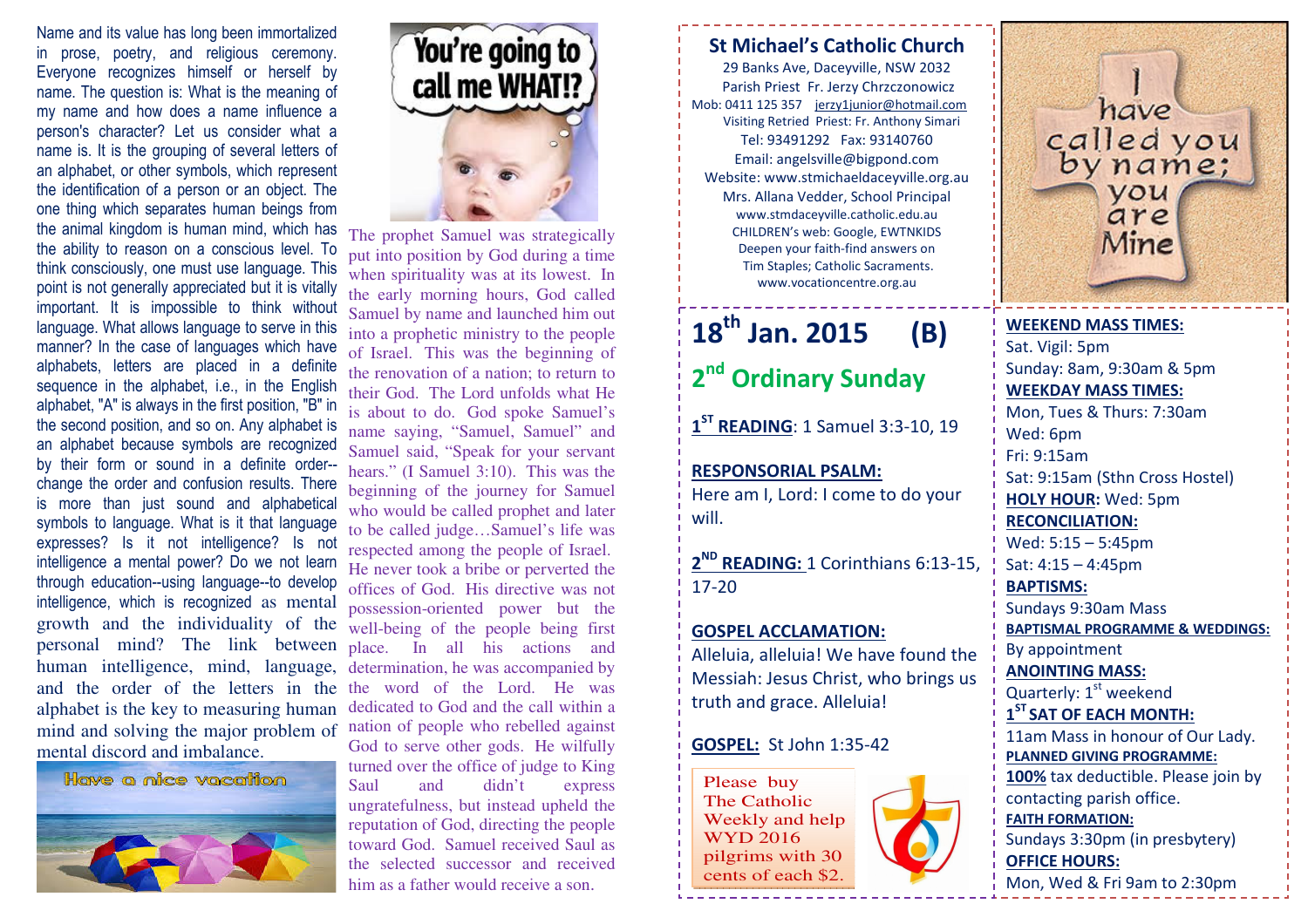Name and its value has long been immortalized in prose, poetry, and religious ceremony. Everyone recognizes himself or herself by name. The question is: What is the meaning of my name and how does a name influence a person's character? Let us consider what a name is. It is the grouping of several letters of an alphabet, or other symbols, which represent the identification of a person or an object. The one thing which separates human beings from the animal kingdom is human mind, which has the ability to reason on a conscious level. To think consciously, one must use language. This point is not generally appreciated but it is vitally important. It is impossible to think without language. What allows language to serve in this manner? In the case of languages which have alphabets, letters are placed in a definite sequence in the alphabet, i.e., in the English alphabet, "A" is always in the first position, "B" in the second position, and so on. Any alphabet is an alphabet because symbols are recognized by their form or sound in a definite order--change the order and confusion results. There is more than just sound and alphabetical symbols to language. What is it that language expresses? Is it not intelligence? Is not intelligence a mental power? Do we not learn through education--using language--to develop intelligence, which is recognized as mental growth and the individuality of the personal mind? The link between human intelligence, mind, language, and the order of the letters in the alphabet is the key to measuring human mind and solving the major problem of mental discord and imbalance.

You're going to call me WHAT!?

Have a nice vacation

The prophet Samuel was strategically put into position by God during a time when spirituality was at its lowest. In the early morning hours, God called Samuel by name and launched him out into a prophetic ministry to the people of Israel. This was the beginning of the renovation of a nation; to return to their God. The Lord unfolds what He is about to do. God spoke Samuel's name saying, "Samuel, Samuel" and Samuel said, "Speak for your servant hears." (I Samuel 3:10). This was the beginning of the journey for Samuel who would be called prophet and later to be called judge…Samuel's life was respected among the people of Israel. He never took a bribe or perverted the offices of God. His directive was not possession-oriented power but the well-being of the people being first place. In all his actions and determination, he was accompanied by the word of the Lord. He was dedicated to God and the call within a nation of people who rebelled against God to serve other gods. He wilfully turned over the office of judge to King Saul and didn't express ungratefulness, but instead upheld the reputation of God, directing the people toward God. Samuel received Saul as the selected successor and received him as a father would receive a son.

## St Michael's Catholic Church

29 Banks Ave, Daceyville, NSW 2032
Parish Priest Fr. Jerzy Chrzczonowicz
Mob: 0411 125 357 jerzy1junior@hotmail.com
Visiting Retried Priest: Fr. Anthony Simari
Tel: 93491292 Fax: 93140760
Email: angelsville@bigpond.com
Website: www.stmichaeldaceyville.org.au
Mrs. Allana Vedder, School Principal
www.stmdaceyville.catholic.edu.au
CHILDREN's web: Google, EWTNKIDS
Deepen your faith-find answers on
Tim Staples; Catholic Sacraments.
www.vocationcentre.org.au

I have called you by name; you are Mine

# 18th Jan. 2015 (B)

## 2nd Ordinary Sunday

**1ST READING**: 1 Samuel 3:3-10, 19

**RESPONSORIAL PSALM:**
Here am I, Lord: I come to do your will.

**2ND READING:** 1 Corinthians 6:13-15, 17-20

**GOSPEL ACCLAMATION:**
Alleluia, alleluia! We have found the Messiah: Jesus Christ, who brings us truth and grace. Alleluia!

**GOSPEL:** St John 1:35-42

Please buy The Catholic Weekly and help WYD 2016 pilgrims with 30 cents of each $2.

**WEEKEND MASS TIMES:**
Sat. Vigil: 5pm
Sunday: 8am, 9:30am & 5pm

**WEEKDAY MASS TIMES:**
Mon, Tues & Thurs: 7:30am
Wed: 6pm
Fri: 9:15am
Sat: 9:15am (Sthn Cross Hostel)

**HOLY HOUR:** Wed: 5pm

**RECONCILIATION:**
Wed: 5:15 – 5:45pm
Sat: 4:15 – 4:45pm

**BAPTISMS:**
Sundays 9:30am Mass

**BAPTISMAL PROGRAMME & WEDDINGS:**
By appointment

**ANOINTING MASS:**
Quarterly: 1st weekend

**1ST SAT OF EACH MONTH:**
11am Mass in honour of Our Lady.

**PLANNED GIVING PROGRAMME:**
**100%** tax deductible. Please join by contacting parish office.

**FAITH FORMATION:**
Sundays 3:30pm (in presbytery)

**OFFICE HOURS:**
Mon, Wed & Fri 9am to 2:30pm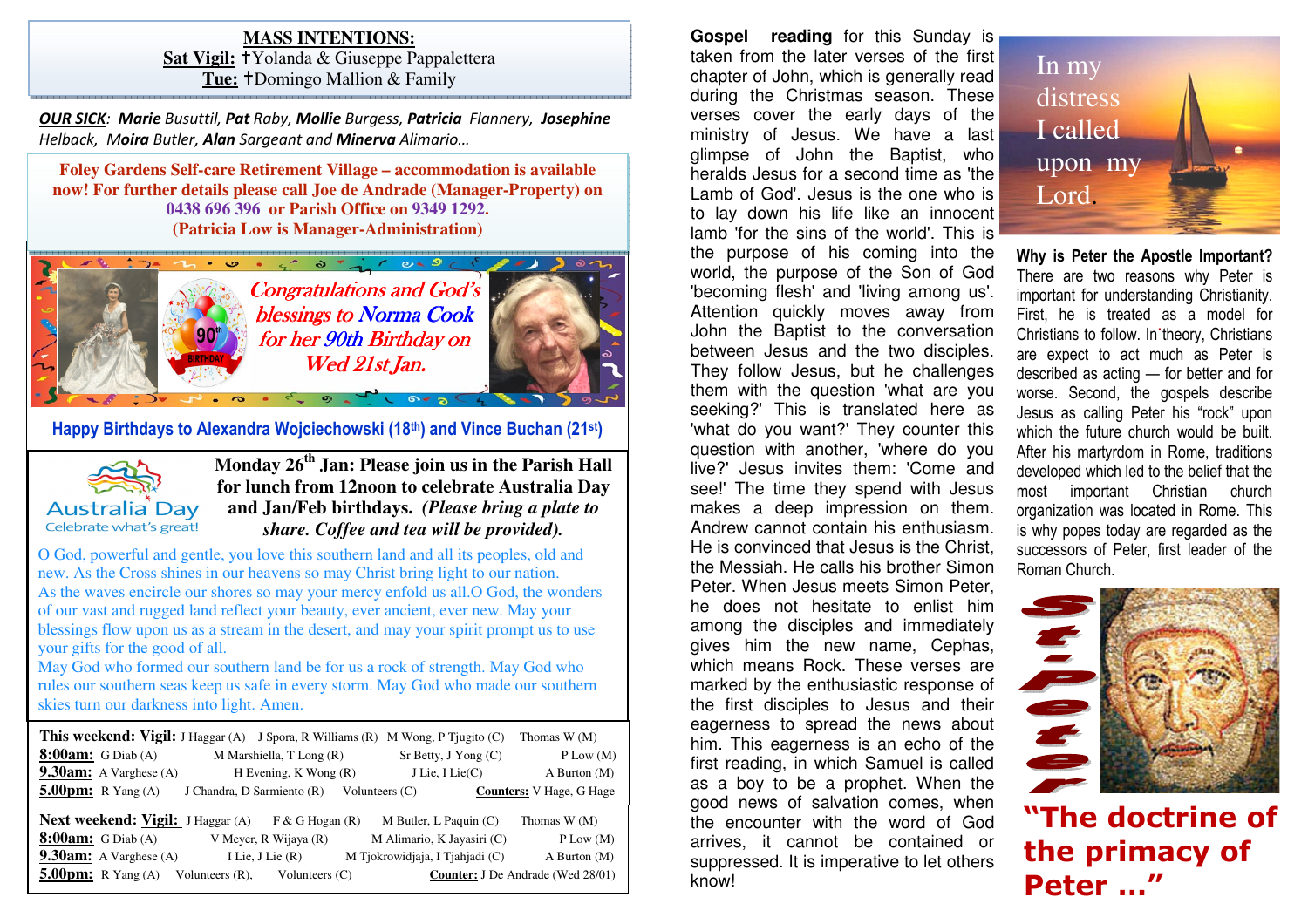**MASS INTENTIONS:**
**Sat Vigil:** †Yolanda & Giuseppe Pappalettera
**Tue:** †Domingo Mallion & Family

***OUR SICK**: **Marie** Busuttil, **Pat** Raby, **Mollie** Burgess, **Patricia** Flannery, **Josephine** Helback, **Moira** Butler, **Alan** Sargeant and **Minerva** Alimario…*

**Foley Gardens Self-care Retirement Village – accommodation is available now! For further details please call Joe de Andrade (Manager-Property) on 0438 696 396 or Parish Office on 9349 1292. (Patricia Low is Manager-Administration)**

*Congratulations and God's blessings to Norma Cook for her 90th Birthday on Wed 21st Jan.*

**Happy Birthdays to Alexandra Wojciechowski (18th) and Vince Buchan (21st)**

Australia Day
Celebrate what's great!

**Monday 26th Jan: Please join us in the Parish Hall for lunch from 12noon to celebrate Australia Day and Jan/Feb birthdays.** ***(Please bring a plate to share. Coffee and tea will be provided).***

O God, powerful and gentle, you love this southern land and all its peoples, old and new. As the Cross shines in our heavens so may Christ bring light to our nation. As the waves encircle our shores so may your mercy enfold us all.O God, the wonders of our vast and rugged land reflect your beauty, ever ancient, ever new. May your blessings flow upon us as a stream in the desert, and may your spirit prompt us to use your gifts for the good of all.
May God who formed our southern land be for us a rock of strength. May God who rules our southern seas keep us safe in every storm. May God who made our southern skies turn our darkness into light. Amen.

| | | | | |
|---|---|---|---|---|
| **This weekend: Vigil:** J Haggar (A) | J Spora, R Williams (R) | M Wong, P Tjugito (C) | Thomas W (M) | |
| **8:00am:** G Diab (A) | M Marshiella, T Long (R) | Sr Betty, J Yong (C) | P Low (M) | |
| **9.30am:** A Varghese (A) | H Evening, K Wong (R) | J Lie, I Lie(C) | A Burton (M) | |
| **5.00pm:** R Yang (A) | J Chandra, D Sarmiento (R) | Volunteers (C) | | **Counters:** V Hage, G Hage |

| | | | | |
|---|---|---|---|---|
| **Next weekend: Vigil:** J Haggar (A) | F & G Hogan (R) | M Butler, L Paquin (C) | Thomas W (M) | |
| **8:00am:** G Diab (A) | V Meyer, R Wijaya (R) | M Alimario, K Jayasiri (C) | P Low (M) | |
| **9.30am:** A Varghese (A) | I Lie, J Lie (R) | M Tjokrowidjaja, I Tjahjadi (C) | A Burton (M) | |
| **5.00pm:** R Yang (A) | Volunteers (R), | Volunteers (C) | | **Counter:** J De Andrade (Wed 28/01) |

**Gospel reading** for this Sunday is taken from the later verses of the first chapter of John, which is generally read during the Christmas season. These verses cover the early days of the ministry of Jesus. We have a last glimpse of John the Baptist, who heralds Jesus for a second time as 'the Lamb of God'. Jesus is the one who is to lay down his life like an innocent lamb 'for the sins of the world'. This is the purpose of his coming into the world, the purpose of the Son of God 'becoming flesh' and 'living among us'. Attention quickly moves away from John the Baptist to the conversation between Jesus and the two disciples. They follow Jesus, but he challenges them with the question 'what are you seeking?' This is translated here as 'what do you want?' They counter this question with another, 'where do you live?' Jesus invites them: 'Come and see!' The time they spend with Jesus makes a deep impression on them. Andrew cannot contain his enthusiasm. He is convinced that Jesus is the Christ, the Messiah. He calls his brother Simon Peter. When Jesus meets Simon Peter, he does not hesitate to enlist him among the disciples and immediately gives him the new name, Cephas, which means Rock. These verses are marked by the enthusiastic response of the first disciples to Jesus and their eagerness to spread the news about him. This eagerness is an echo of the first reading, in which Samuel is called as a boy to be a prophet. When the good news of salvation comes, when the encounter with the word of God arrives, it cannot be contained or suppressed. It is imperative to let others know!

In my distress I called upon my Lord.

**Why is Peter the Apostle Important?** There are two reasons why Peter is important for understanding Christianity. First, he is treated as a model for Christians to follow. In theory, Christians are expect to act much as Peter is described as acting — for better and for worse. Second, the gospels describe Jesus as calling Peter his "rock" upon which the future church would be built. After his martyrdom in Rome, traditions developed which led to the belief that the most important Christian church organization was located in Rome. This is why popes today are regarded as the successors of Peter, first leader of the Roman Church.

St Peter

**"The doctrine of the primacy of Peter …"**